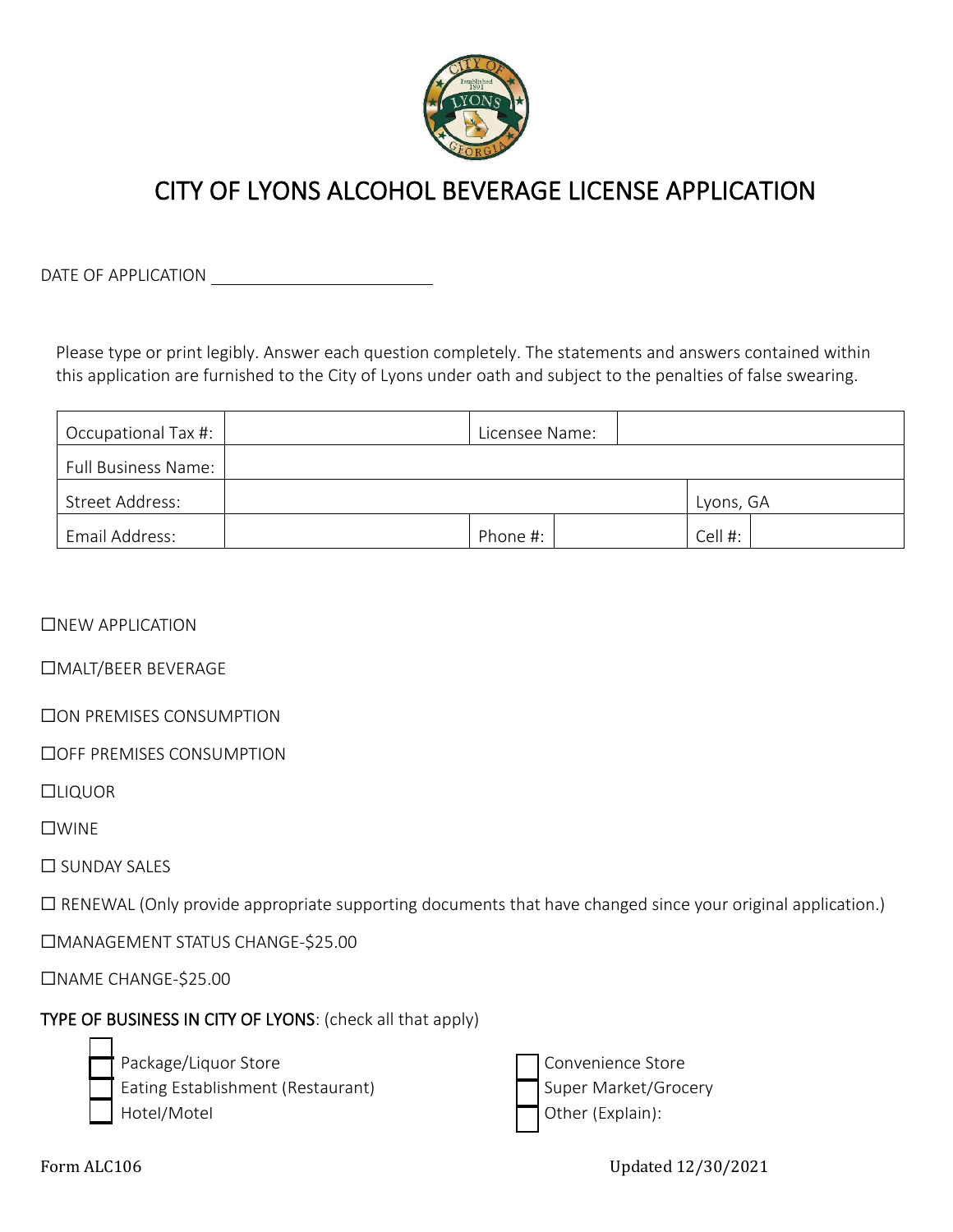# CITY OF LYONS ALCOHOL BEVERAGE LICENSE APPLICATION

DATE OF APPLICATION ______________________

Please type or print legibly. Answer each question completely. The statements and answers contained within this application are furnished to the City of Lyons under oath and subject to the penalties of false swearing.

| Occupational Tax #: | | Licensee Name: | | | |
|---|---|---|---|---|---|
| Full Business Name: | | | | | |
| Street Address: | | | | Lyons, GA | |
| Email Address: | | Phone #: | | Cell #: | |

☐NEW APPLICATION

☐MALT/BEER BEVERAGE

☐ON PREMISES CONSUMPTION

☐OFF PREMISES CONSUMPTION

☐LIQUOR

☐WINE

☐ SUNDAY SALES

☐ RENEWAL (Only provide appropriate supporting documents that have changed since your original application.)

☐MANAGEMENT STATUS CHANGE-$25.00

☐NAME CHANGE-$25.00

**TYPE OF BUSINESS IN CITY OF LYONS**: (check all that apply)

☐ Package/Liquor Store

☐ Eating Establishment (Restaurant)

☐ Hotel/Motel

☐ Convenience Store

☐ Super Market/Grocery

☐ Other (Explain):

Form ALC106

Updated 12/30/2021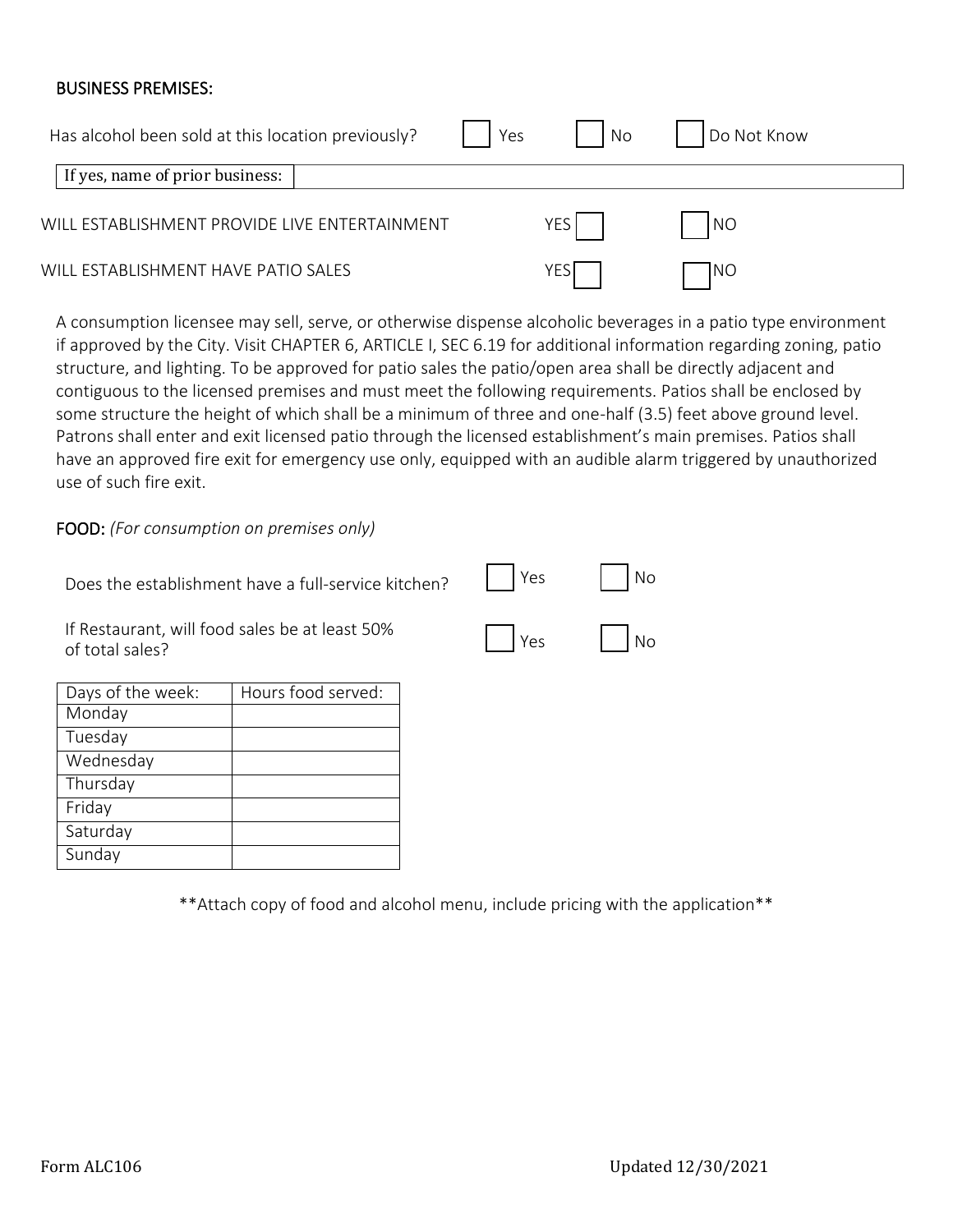## BUSINESS PREMISES:

Has alcohol been sold at this location previously? ☐ Yes ☐ No ☐ Do Not Know

| If yes, name of prior business: | |
|---|---|

WILL ESTABLISHMENT PROVIDE LIVE ENTERTAINMENT YES ☐ ☐ NO

WILL ESTABLISHMENT HAVE PATIO SALES YES ☐ ☐ NO

A consumption licensee may sell, serve, or otherwise dispense alcoholic beverages in a patio type environment if approved by the City. Visit CHAPTER 6, ARTICLE I, SEC 6.19 for additional information regarding zoning, patio structure, and lighting. To be approved for patio sales the patio/open area shall be directly adjacent and contiguous to the licensed premises and must meet the following requirements. Patios shall be enclosed by some structure the height of which shall be a minimum of three and one-half (3.5) feet above ground level. Patrons shall enter and exit licensed patio through the licensed establishment's main premises. Patios shall have an approved fire exit for emergency use only, equipped with an audible alarm triggered by unauthorized use of such fire exit.

## FOOD: *(For consumption on premises only)*

Does the establishment have a full-service kitchen? ☐ Yes ☐ No

If Restaurant, will food sales be at least 50% of total sales? ☐ Yes ☐ No

| Days of the week: | Hours food served: |
|---|---|
| Monday | |
| Tuesday | |
| Wednesday | |
| Thursday | |
| Friday | |
| Saturday | |
| Sunday | |

**Attach copy of food and alcohol menu, include pricing with the application**

Form ALC106 Updated 12/30/2021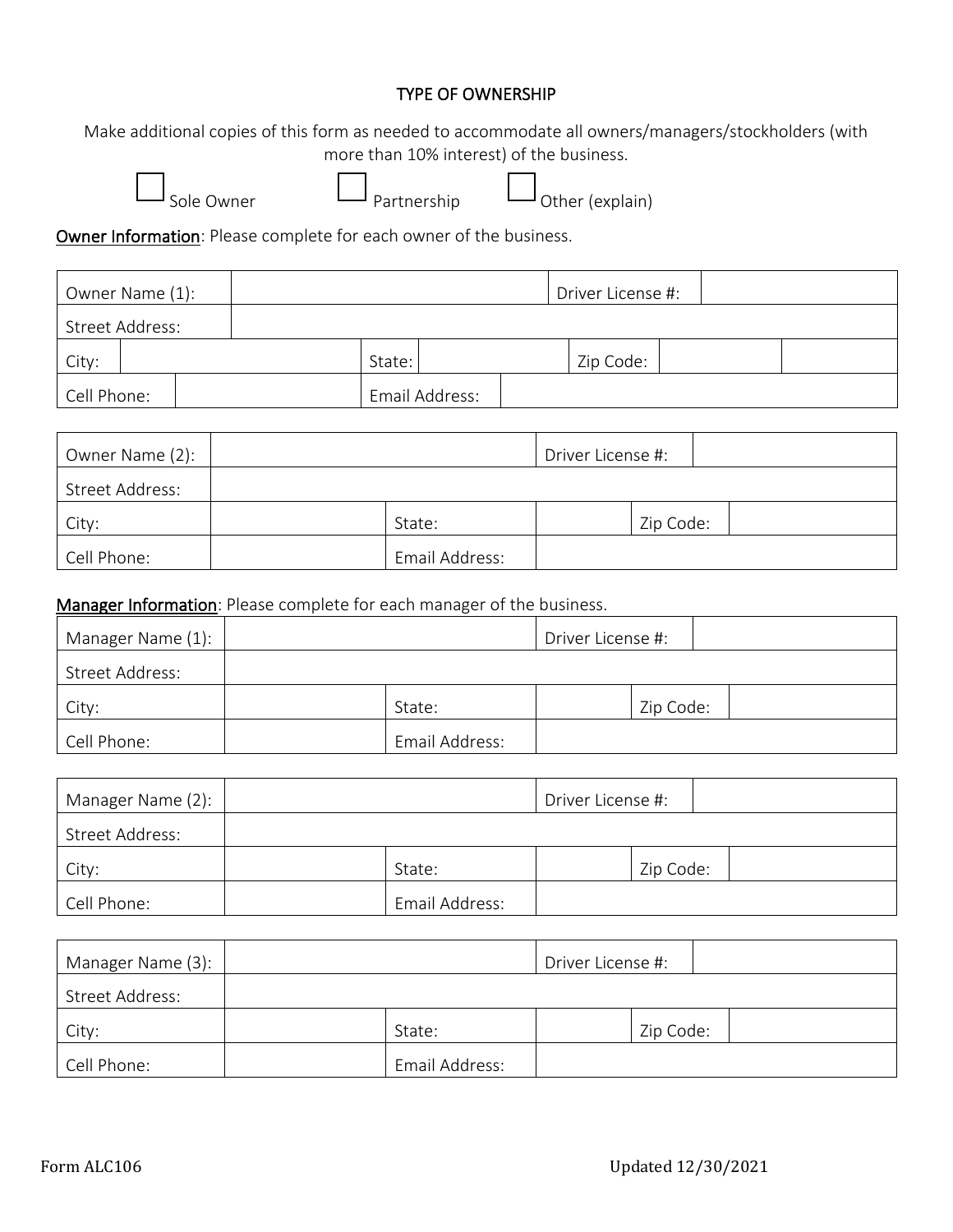# TYPE OF OWNERSHIP

Make additional copies of this form as needed to accommodate all owners/managers/stockholders (with more than 10% interest) of the business.

☐ Sole Owner ☐ Partnership ☐ Other (explain)

<u>Owner Information</u>: Please complete for each owner of the business.

| Owner Name (1): | | | | Driver License #: | | |
|---|---|---|---|---|---|---|
| Street Address: | | | | | | |
| City: | | State: | | Zip Code: | | |
| Cell Phone: | | Email Address: | | | | |

| Owner Name (2): | | | Driver License #: | |
|---|---|---|---|---|
| Street Address: | | | | |
| City: | | State: | | Zip Code: | |
| Cell Phone: | | Email Address: | | |

<u>Manager Information</u>: Please complete for each manager of the business.

| Manager Name (1): | | | Driver License #: | |
|---|---|---|---|---|
| Street Address: | | | | |
| City: | | State: | | Zip Code: | |
| Cell Phone: | | Email Address: | | |

| Manager Name (2): | | | Driver License #: | |
|---|---|---|---|---|
| Street Address: | | | | |
| City: | | State: | | Zip Code: | |
| Cell Phone: | | Email Address: | | |

| Manager Name (3): | | | Driver License #: | |
|---|---|---|---|---|
| Street Address: | | | | |
| City: | | State: | | Zip Code: | |
| Cell Phone: | | Email Address: | | |

Form ALC106 Updated 12/30/2021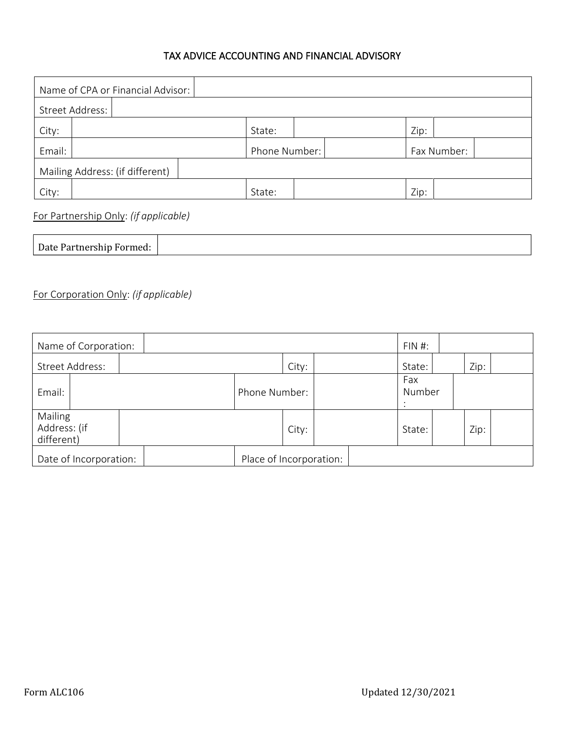# TAX ADVICE ACCOUNTING AND FINANCIAL ADVISORY

| Name of CPA or Financial Advisor: | | | | | |
|---|---|---|---|---|---|
| Street Address: | | | | | |
| City: | | State: | | Zip: | |
| Email: | | Phone Number: | | Fax Number: | |
| Mailing Address: (if different) | | | | | |
| City: | | State: | | Zip: | |

<u>For Partnership Only</u>: *(if applicable)*

| Date Partnership Formed: | |
|---|---|

<u>For Corporation Only</u>: *(if applicable)*

| Name of Corporation: | | | | FIN #: | | | |
|---|---|---|---|---|---|---|---|
| Street Address: | | City: | | State: | | Zip: | |
| Email: | | Phone Number: | | Fax Number: | | | |
| Mailing Address: (if different) | | City: | | State: | | Zip: | |
| Date of Incorporation: | | Place of Incorporation: | | | | | |

Form ALC106 Updated 12/30/2021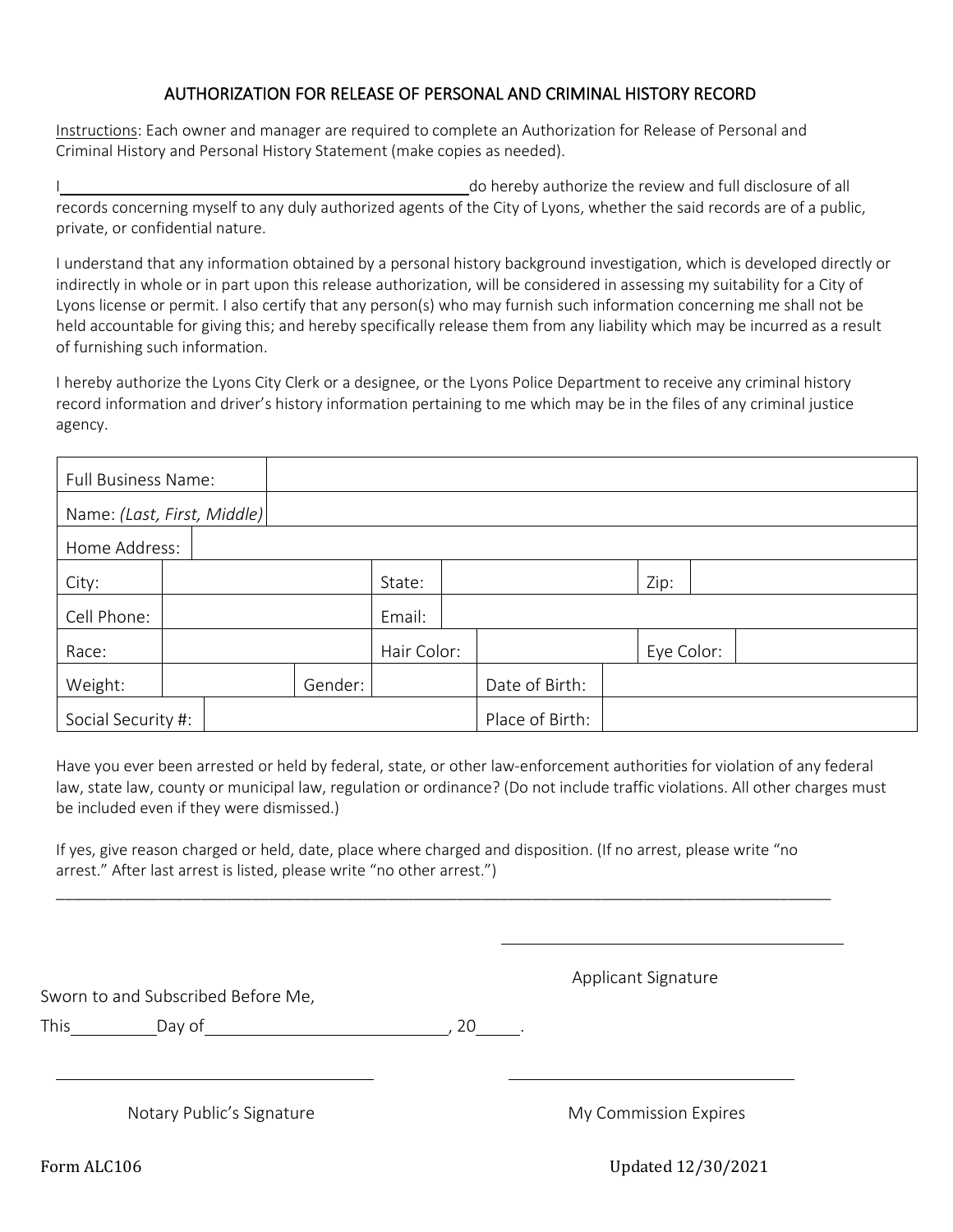# AUTHORIZATION FOR RELEASE OF PERSONAL AND CRIMINAL HISTORY RECORD

Instructions: Each owner and manager are required to complete an Authorization for Release of Personal and Criminal History and Personal History Statement (make copies as needed).

I\_\_\_\_\_\_\_\_\_\_\_\_\_\_\_\_\_\_\_\_\_\_\_\_\_\_\_\_\_\_\_\_\_\_\_\_\_\_\_\_\_\_\_\_\_\_do hereby authorize the review and full disclosure of all records concerning myself to any duly authorized agents of the City of Lyons, whether the said records are of a public, private, or confidential nature.

I understand that any information obtained by a personal history background investigation, which is developed directly or indirectly in whole or in part upon this release authorization, will be considered in assessing my suitability for a City of Lyons license or permit. I also certify that any person(s) who may furnish such information concerning me shall not be held accountable for giving this; and hereby specifically release them from any liability which may be incurred as a result of furnishing such information.

I hereby authorize the Lyons City Clerk or a designee, or the Lyons Police Department to receive any criminal history record information and driver's history information pertaining to me which may be in the files of any criminal justice agency.

| | | | | | |
|---|---|---|---|---|---|
| Full Business Name: | | | | | |
| Name: *(Last, First, Middle)* | | | | | |
| Home Address: | | | | | |
| City: | | State: | | Zip: | |
| Cell Phone: | | Email: | | | |
| Race: | | Hair Color: | | Eye Color: | |
| Weight: | | Gender: | | Date of Birth: | |
| Social Security #: | | | | Place of Birth: | |

Have you ever been arrested or held by federal, state, or other law-enforcement authorities for violation of any federal law, state law, county or municipal law, regulation or ordinance? (Do not include traffic violations. All other charges must be included even if they were dismissed.)

If yes, give reason charged or held, date, place where charged and disposition. (If no arrest, please write "no arrest." After last arrest is listed, please write "no other arrest.")

\_\_\_\_\_\_\_\_\_\_\_\_\_\_\_\_\_\_\_\_\_\_\_\_\_\_\_\_\_\_\_\_\_\_\_\_\_\_\_\_\_\_\_\_\_\_\_\_\_\_\_\_\_\_\_\_\_\_\_\_\_\_\_\_\_\_\_\_\_\_\_\_\_\_\_\_\_\_\_\_\_\_\_\_\_\_\_\_

\_\_\_\_\_\_\_\_\_\_\_\_\_\_\_\_\_\_\_\_\_\_\_\_\_\_\_\_\_\_\_\_\_\_\_\_\_\_\_

Applicant Signature

Sworn to and Subscribed Before Me,

This\_\_\_\_\_\_\_\_\_\_Day of\_\_\_\_\_\_\_\_\_\_\_\_\_\_\_\_\_\_\_\_\_\_\_\_\_\_\_\_, 20\_\_\_\_\_.

\_\_\_\_\_\_\_\_\_\_\_\_\_\_\_\_\_\_\_\_\_\_\_\_\_\_\_\_\_\_\_\_\_\_\_\_\_\_ \_\_\_\_\_\_\_\_\_\_\_\_\_\_\_\_\_\_\_\_\_\_\_\_\_\_\_\_\_\_\_\_\_\_\_\_\_\_

Notary Public's Signature My Commission Expires

Form ALC106 Updated 12/30/2021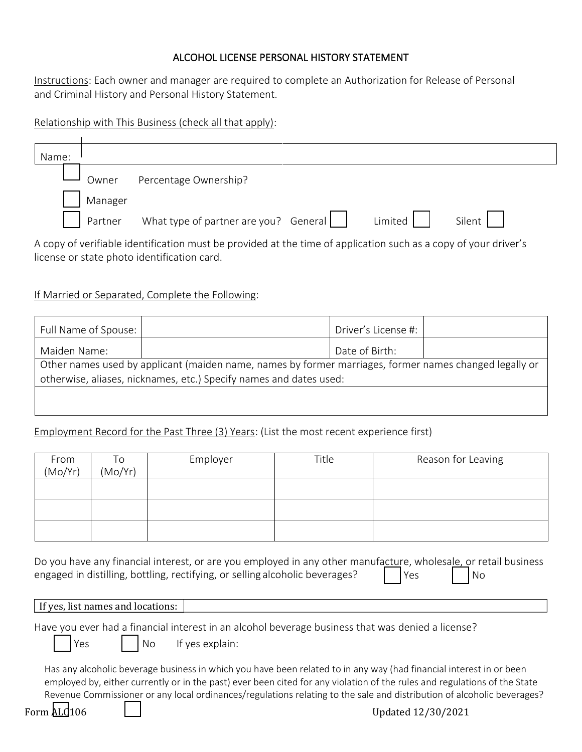# ALCOHOL LICENSE PERSONAL HISTORY STATEMENT

Instructions: Each owner and manager are required to complete an Authorization for Release of Personal and Criminal History and Personal History Statement.

Relationship with This Business (check all that apply):

| Name: | |
|---|---|

- ☐ Owner    Percentage Ownership?
- ☐ Manager
- ☐ Partner    What type of partner are you?  General ☐    Limited ☐    Silent ☐

A copy of verifiable identification must be provided at the time of application such as a copy of your driver's license or state photo identification card.

If Married or Separated, Complete the Following:

| Full Name of Spouse: | | Driver's License #: | |
|---|---|---|---|
| Maiden Name: | | Date of Birth: | |
| Other names used by applicant (maiden name, names by former marriages, former names changed legally or otherwise, aliases, nicknames, etc.) Specify names and dates used: | | | |
| | | | |

Employment Record for the Past Three (3) Years: (List the most recent experience first)

| From (Mo/Yr) | To (Mo/Yr) | Employer | Title | Reason for Leaving |
|---|---|---|---|---|
| | | | | |
| | | | | |
| | | | | |

Do you have any financial interest, or are you employed in any other manufacture, wholesale, or retail business engaged in distilling, bottling, rectifying, or selling alcoholic beverages? ☐ Yes ☐ No

| If yes, list names and locations: | |
|---|---|

Have you ever had a financial interest in an alcohol beverage business that was denied a license?

☐ Yes ☐ No If yes explain:

Has any alcoholic beverage business in which you have been related to in any way (had financial interest in or been employed by, either currently or in the past) ever been cited for any violation of the rules and regulations of the State Revenue Commissioner or any local ordinances/regulations relating to the sale and distribution of alcoholic beverages?

☐ ☐

Form ALC106    Updated 12/30/2021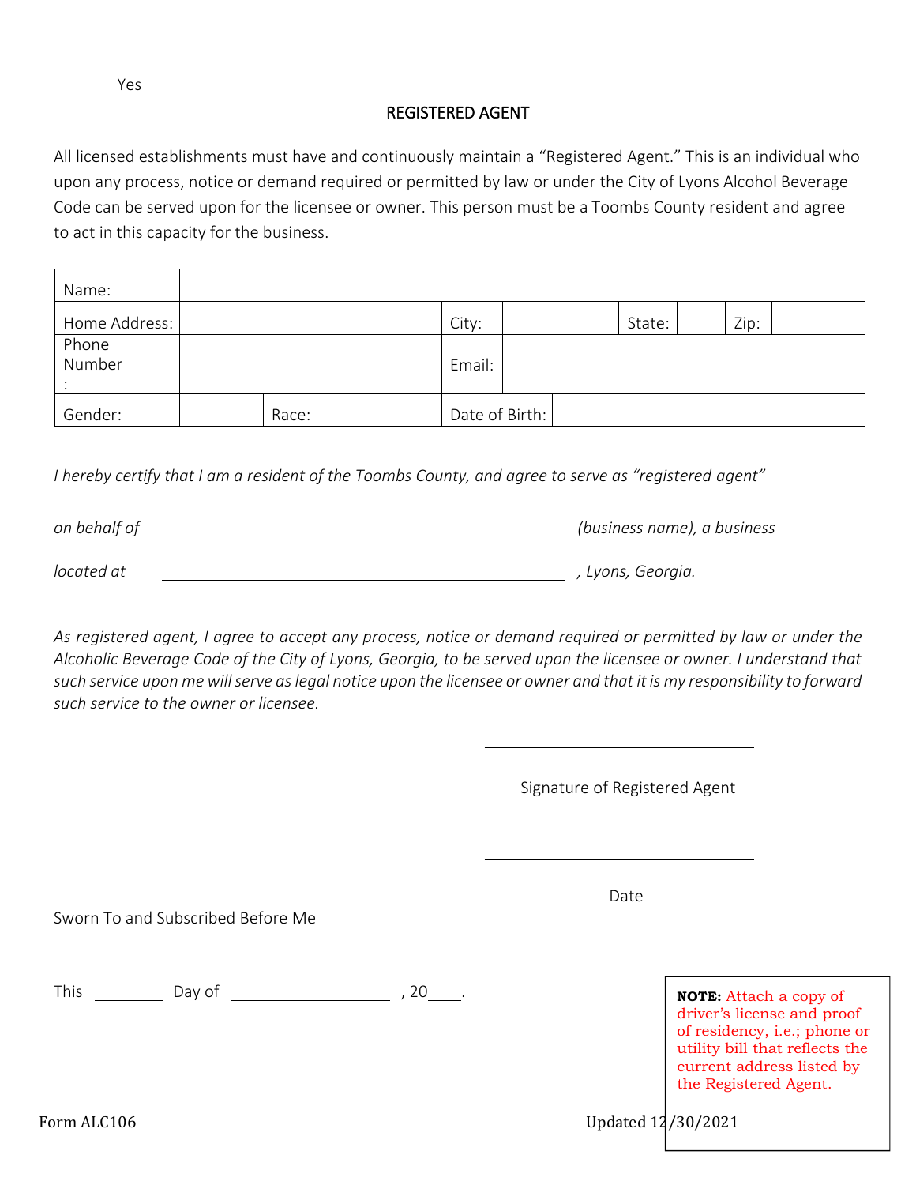Yes

## REGISTERED AGENT

All licensed establishments must have and continuously maintain a "Registered Agent." This is an individual who upon any process, notice or demand required or permitted by law or under the City of Lyons Alcohol Beverage Code can be served upon for the licensee or owner. This person must be a Toombs County resident and agree to act in this capacity for the business.

| Name: | | | | | | | | |
|---|---|---|---|---|---|---|---|---|
| Home Address: | | | City: | | State: | | Zip: | |
| Phone Number: | | | Email: | | | | | |
| Gender: | | Race: | Date of Birth: | | | | | |

*I hereby certify that I am a resident of the Toombs County, and agree to serve as "registered agent"*

*on behalf of* \_\_\_\_\_\_\_\_\_\_\_\_\_\_\_\_\_\_\_\_\_\_\_\_\_\_\_\_\_\_\_\_\_\_\_\_\_\_\_\_ *(business name), a business*

*located at* \_\_\_\_\_\_\_\_\_\_\_\_\_\_\_\_\_\_\_\_\_\_\_\_\_\_\_\_\_\_\_\_\_\_\_\_\_\_\_\_ *, Lyons, Georgia.*

*As registered agent, I agree to accept any process, notice or demand required or permitted by law or under the Alcoholic Beverage Code of the City of Lyons, Georgia, to be served upon the licensee or owner. I understand that such service upon me will serve as legal notice upon the licensee or owner and that it is my responsibility to forward such service to the owner or licensee.*

\_\_\_\_\_\_\_\_\_\_\_\_\_\_\_\_\_\_\_\_\_\_\_\_\_\_\_\_

Signature of Registered Agent

\_\_\_\_\_\_\_\_\_\_\_\_\_\_\_\_\_\_\_\_\_\_\_\_\_\_\_\_

Date

Sworn To and Subscribed Before Me

This \_\_\_\_\_\_\_ Day of \_\_\_\_\_\_\_\_\_\_\_\_\_\_\_\_ , 20\_\_\_\_.

**NOTE:** Attach a copy of driver's license and proof of residency, i.e.; phone or utility bill that reflects the current address listed by the Registered Agent.

Form ALC106

Updated 12/30/2021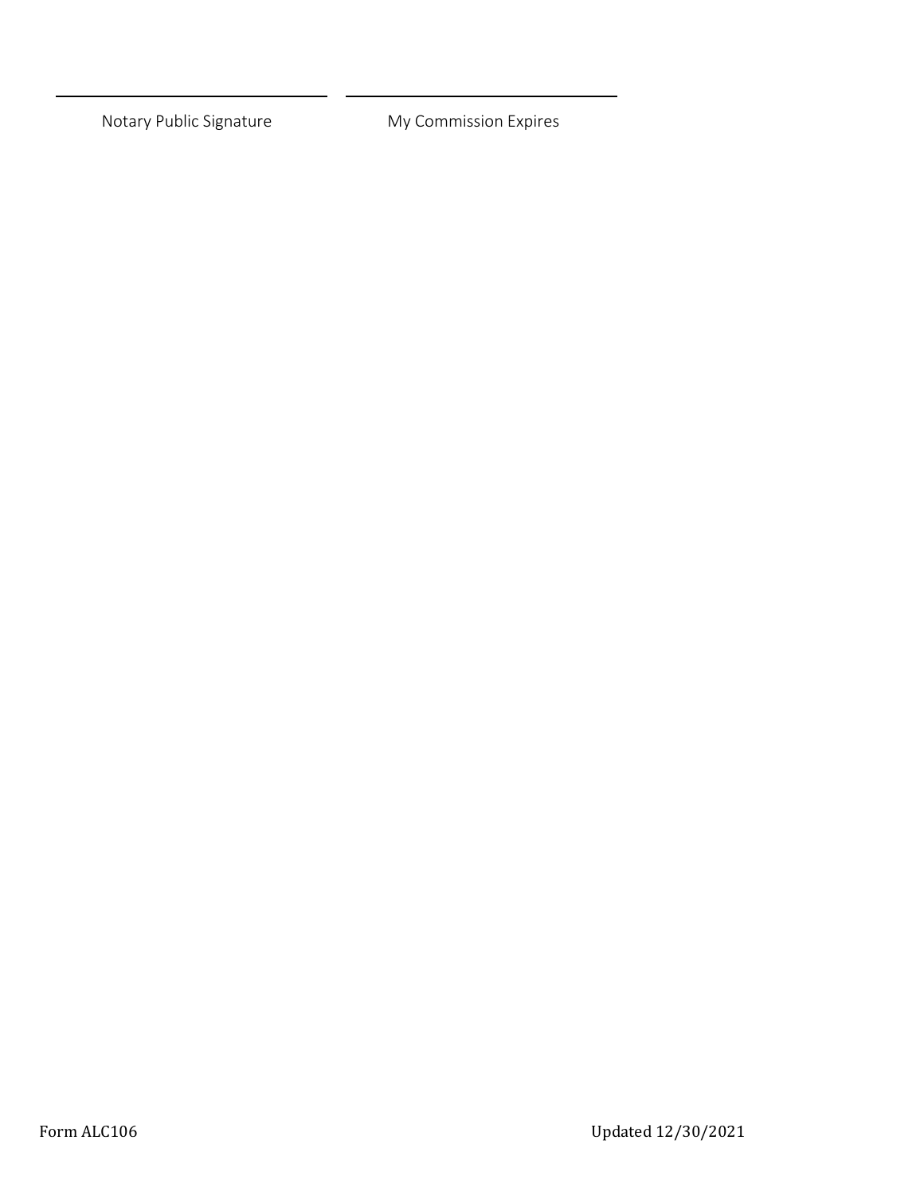______________________________ ______________________________

Notary Public Signature My Commission Expires

Form ALC106 Updated 12/30/2021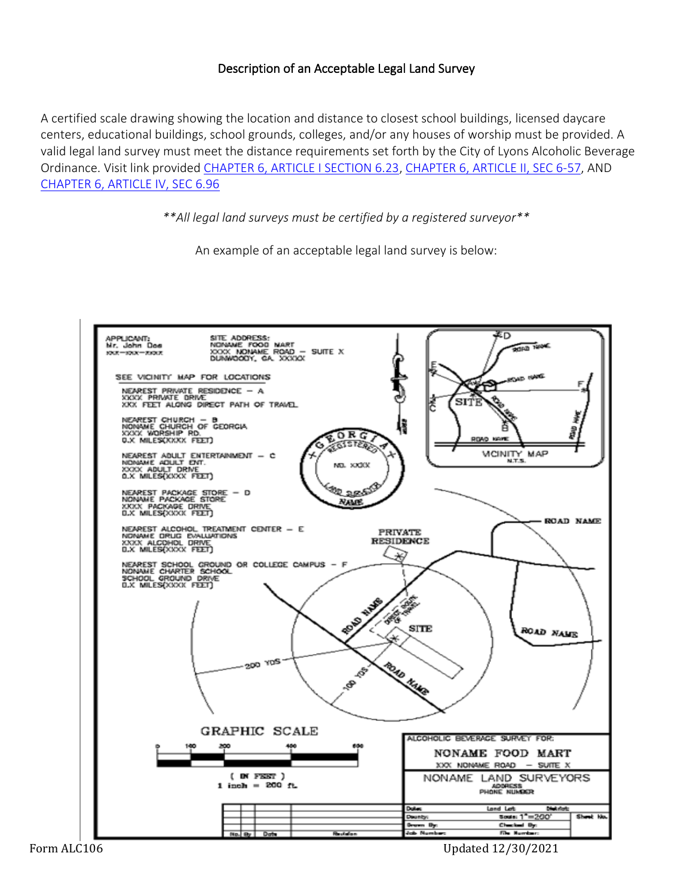# Description of an Acceptable Legal Land Survey

A certified scale drawing showing the location and distance to closest school buildings, licensed daycare centers, educational buildings, school grounds, colleges, and/or any houses of worship must be provided. A valid legal land survey must meet the distance requirements set forth by the City of Lyons Alcoholic Beverage Ordinance. Visit link provided [CHAPTER 6, ARTICLE I SECTION 6.23](), [CHAPTER 6, ARTICLE II, SEC 6-57](), AND [CHAPTER 6, ARTICLE IV, SEC 6.96]()

*\*\*All legal land surveys must be certified by a registered surveyor\*\**

An example of an acceptable legal land survey is below: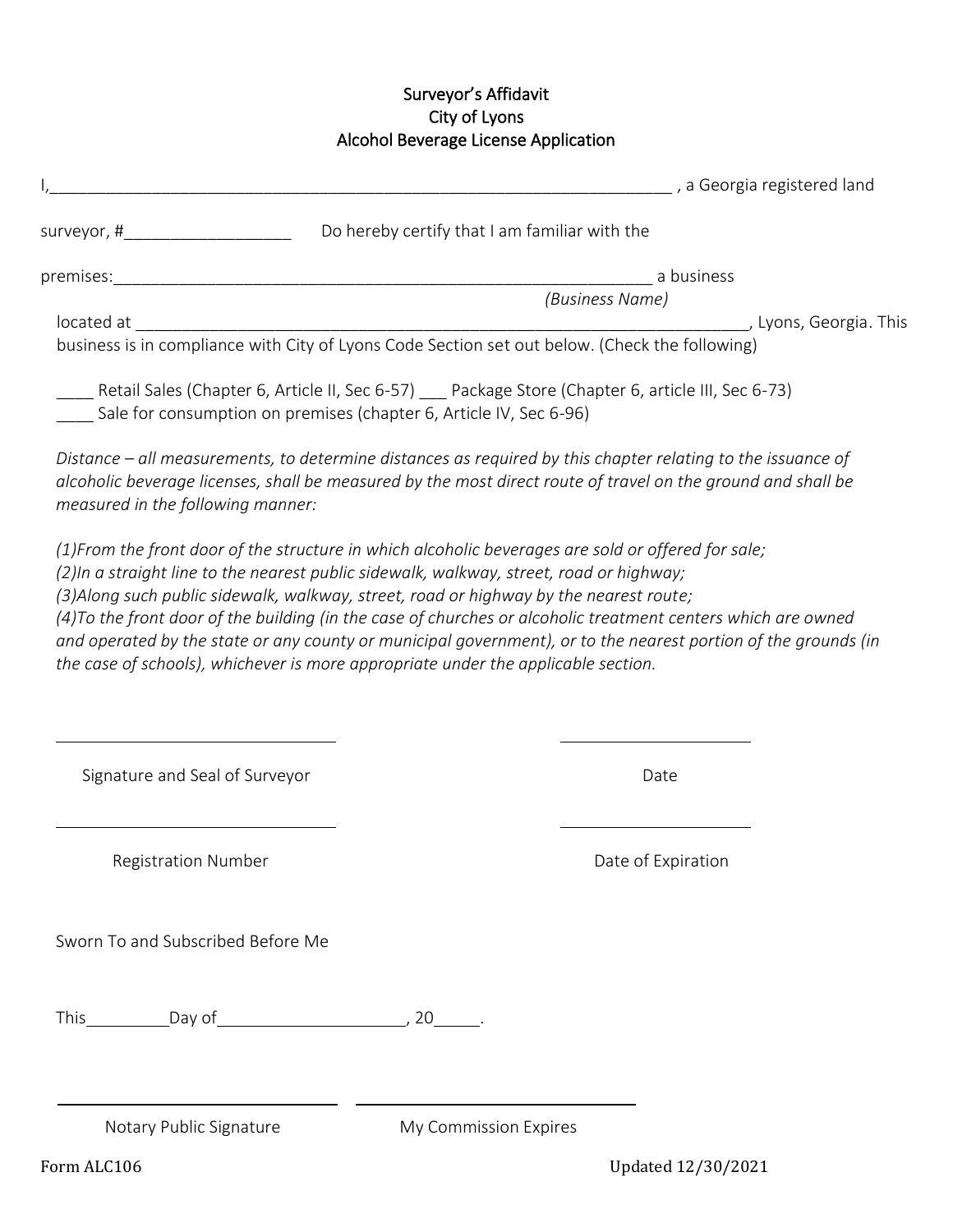# Surveyor's Affidavit
## City of Lyons
## Alcohol Beverage License Application

I,_________________________________________________________________ , a Georgia registered land surveyor, #_________________ Do hereby certify that I am familiar with the premises:_______________________________________________________ a business
(Business Name)
located at ________________________________________________________________, Lyons, Georgia. This business is in compliance with City of Lyons Code Section set out below. (Check the following)

____ Retail Sales (Chapter 6, Article II, Sec 6-57) ___ Package Store (Chapter 6, article III, Sec 6-73)
____ Sale for consumption on premises (chapter 6, Article IV, Sec 6-96)

*Distance – all measurements, to determine distances as required by this chapter relating to the issuance of alcoholic beverage licenses, shall be measured by the most direct route of travel on the ground and shall be measured in the following manner:*

*(1)From the front door of the structure in which alcoholic beverages are sold or offered for sale;*
*(2)In a straight line to the nearest public sidewalk, walkway, street, road or highway;*
*(3)Along such public sidewalk, walkway, street, road or highway by the nearest route;*
*(4)To the front door of the building (in the case of churches or alcoholic treatment centers which are owned and operated by the state or any county or municipal government), or to the nearest portion of the grounds (in the case of schools), whichever is more appropriate under the applicable section.*

______________________________ ______________________
Signature and Seal of Surveyor Date

______________________________ ______________________
Registration Number Date of Expiration

Sworn To and Subscribed Before Me

This_________Day of____________________, 20_____.

______________________________ ______________________________
Notary Public Signature My Commission Expires

Form ALC106 Updated 12/30/2021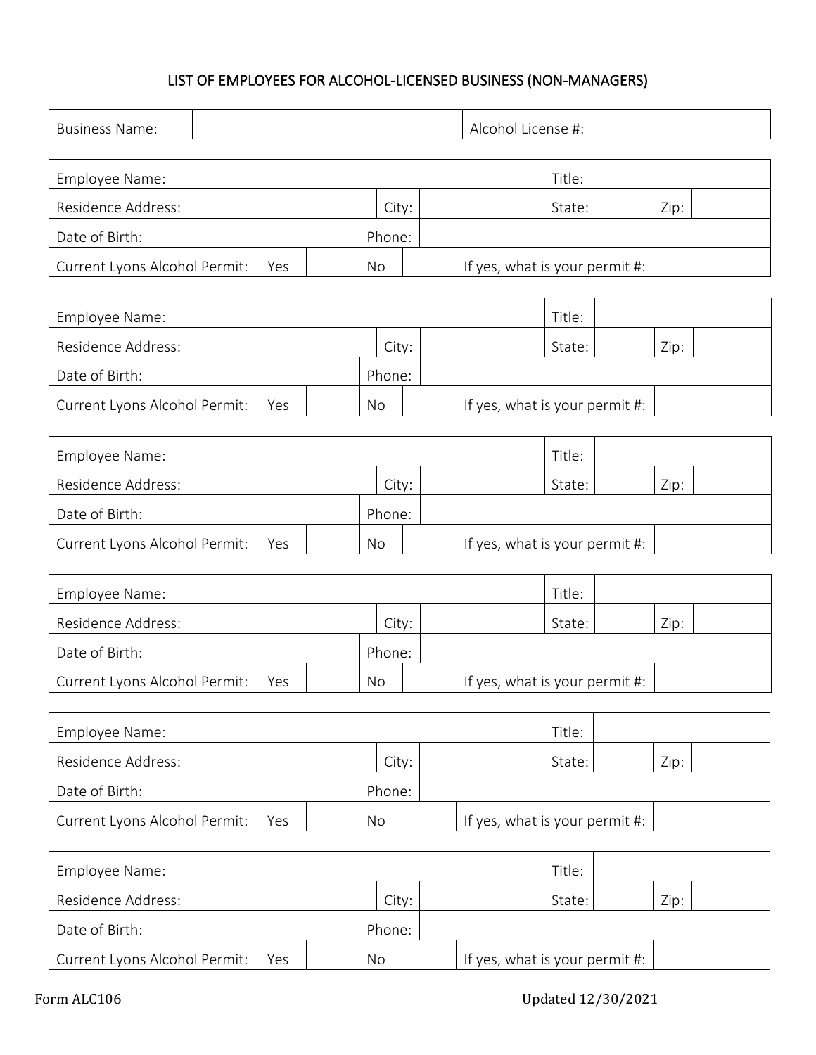# LIST OF EMPLOYEES FOR ALCOHOL-LICENSED BUSINESS (NON-MANAGERS)

| Business Name: | | Alcohol License #: | |
|---|---|---|---|

| Employee Name: | | | | | | Title: | | | |
|---|---|---|---|---|---|---|---|---|---|
| Residence Address: | | | City: | | | State: | | Zip: | |
| Date of Birth: | | | Phone: | | | | | | |
| Current Lyons Alcohol Permit: | Yes | | No | | If yes, what is your permit #: | | | | |

| Employee Name: | | | | | | Title: | | | |
|---|---|---|---|---|---|---|---|---|---|
| Residence Address: | | | City: | | | State: | | Zip: | |
| Date of Birth: | | | Phone: | | | | | | |
| Current Lyons Alcohol Permit: | Yes | | No | | If yes, what is your permit #: | | | | |

| Employee Name: | | | | | | Title: | | | |
|---|---|---|---|---|---|---|---|---|---|
| Residence Address: | | | City: | | | State: | | Zip: | |
| Date of Birth: | | | Phone: | | | | | | |
| Current Lyons Alcohol Permit: | Yes | | No | | If yes, what is your permit #: | | | | |

| Employee Name: | | | | | | Title: | | | |
|---|---|---|---|---|---|---|---|---|---|
| Residence Address: | | | City: | | | State: | | Zip: | |
| Date of Birth: | | | Phone: | | | | | | |
| Current Lyons Alcohol Permit: | Yes | | No | | If yes, what is your permit #: | | | | |

| Employee Name: | | | | | | Title: | | | |
|---|---|---|---|---|---|---|---|---|---|
| Residence Address: | | | City: | | | State: | | Zip: | |
| Date of Birth: | | | Phone: | | | | | | |
| Current Lyons Alcohol Permit: | Yes | | No | | If yes, what is your permit #: | | | | |

| Employee Name: | | | | | | Title: | | | |
|---|---|---|---|---|---|---|---|---|---|
| Residence Address: | | | City: | | | State: | | Zip: | |
| Date of Birth: | | | Phone: | | | | | | |
| Current Lyons Alcohol Permit: | Yes | | No | | If yes, what is your permit #: | | | | |

Form ALC106 Updated 12/30/2021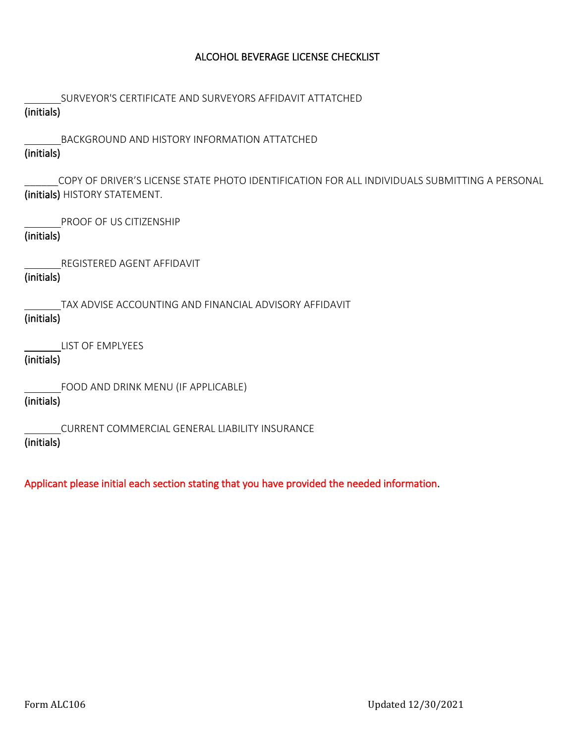# ALCOHOL BEVERAGE LICENSE CHECKLIST

_______SURVEYOR'S CERTIFICATE AND SURVEYORS AFFIDAVIT ATTATCHED
(initials)

_______BACKGROUND AND HISTORY INFORMATION ATTATCHED
(initials)

______COPY OF DRIVER'S LICENSE STATE PHOTO IDENTIFICATION FOR ALL INDIVIDUALS SUBMITTING A PERSONAL
(initials) HISTORY STATEMENT.

_______PROOF OF US CITIZENSHIP
(initials)

_______REGISTERED AGENT AFFIDAVIT
(initials)

_______TAX ADVISE ACCOUNTING AND FINANCIAL ADVISORY AFFIDAVIT
(initials)

_______LIST OF EMPLYEES
(initials)

_______FOOD AND DRINK MENU (IF APPLICABLE)
(initials)

_______CURRENT COMMERCIAL GENERAL LIABILITY INSURANCE
(initials)

Applicant please initial each section stating that you have provided the needed information.

Form ALC106 Updated 12/30/2021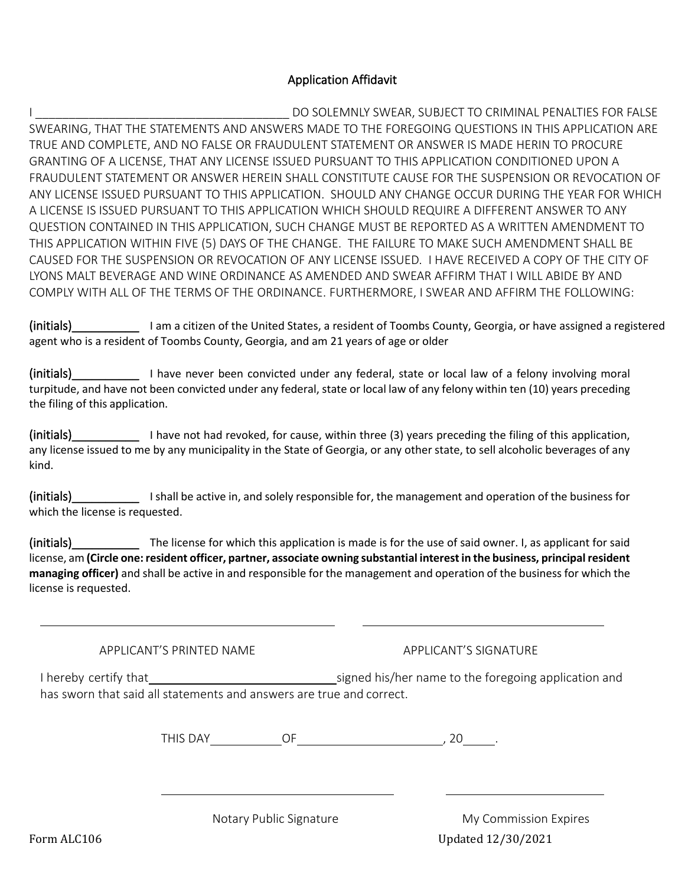# Application Affidavit

I ________________________________________ DO SOLEMNLY SWEAR, SUBJECT TO CRIMINAL PENALTIES FOR FALSE SWEARING, THAT THE STATEMENTS AND ANSWERS MADE TO THE FOREGOING QUESTIONS IN THIS APPLICATION ARE TRUE AND COMPLETE, AND NO FALSE OR FRAUDULENT STATEMENT OR ANSWER IS MADE HERIN TO PROCURE GRANTING OF A LICENSE, THAT ANY LICENSE ISSUED PURSUANT TO THIS APPLICATION CONDITIONED UPON A FRAUDULENT STATEMENT OR ANSWER HEREIN SHALL CONSTITUTE CAUSE FOR THE SUSPENSION OR REVOCATION OF ANY LICENSE ISSUED PURSUANT TO THIS APPLICATION. SHOULD ANY CHANGE OCCUR DURING THE YEAR FOR WHICH A LICENSE IS ISSUED PURSUANT TO THIS APPLICATION WHICH SHOULD REQUIRE A DIFFERENT ANSWER TO ANY QUESTION CONTAINED IN THIS APPLICATION, SUCH CHANGE MUST BE REPORTED AS A WRITTEN AMENDMENT TO THIS APPLICATION WITHIN FIVE (5) DAYS OF THE CHANGE. THE FAILURE TO MAKE SUCH AMENDMENT SHALL BE CAUSED FOR THE SUSPENSION OR REVOCATION OF ANY LICENSE ISSUED. I HAVE RECEIVED A COPY OF THE CITY OF LYONS MALT BEVERAGE AND WINE ORDINANCE AS AMENDED AND SWEAR AFFIRM THAT I WILL ABIDE BY AND COMPLY WITH ALL OF THE TERMS OF THE ORDINANCE. FURTHERMORE, I SWEAR AND AFFIRM THE FOLLOWING:

(initials)__________ I am a citizen of the United States, a resident of Toombs County, Georgia, or have assigned a registered agent who is a resident of Toombs County, Georgia, and am 21 years of age or older

(initials)__________ I have never been convicted under any federal, state or local law of a felony involving moral turpitude, and have not been convicted under any federal, state or local law of any felony within ten (10) years preceding the filing of this application.

(initials)__________ I have not had revoked, for cause, within three (3) years preceding the filing of this application, any license issued to me by any municipality in the State of Georgia, or any other state, to sell alcoholic beverages of any kind.

(initials)__________ I shall be active in, and solely responsible for, the management and operation of the business for which the license is requested.

(initials)__________ The license for which this application is made is for the use of said owner. I, as applicant for said license, am **(Circle one: resident officer, partner, associate owning substantial interest in the business, principal resident managing officer)** and shall be active in and responsible for the management and operation of the business for which the license is requested.

________________________________________  ________________________________________

APPLICANT'S PRINTED NAME  APPLICANT'S SIGNATURE

I hereby certify that ______________________________ signed his/her name to the foregoing application and has sworn that said all statements and answers are true and correct.

THIS DAY__________ OF ______________________, 20_____.

________________________________________  ____________________________

Notary Public Signature  My Commission Expires

Form ALC106  Updated 12/30/2021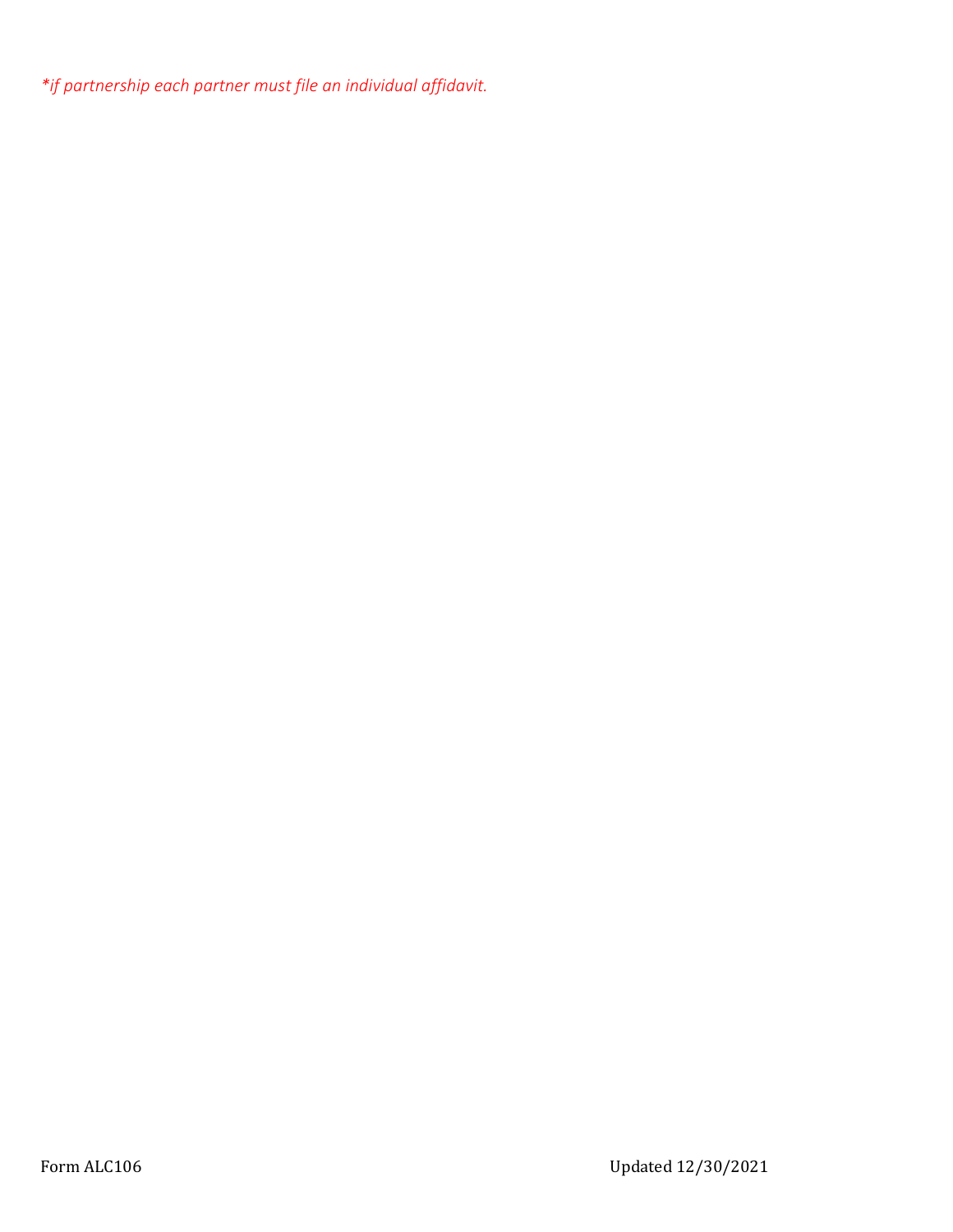*\*if partnership each partner must file an individual affidavit.*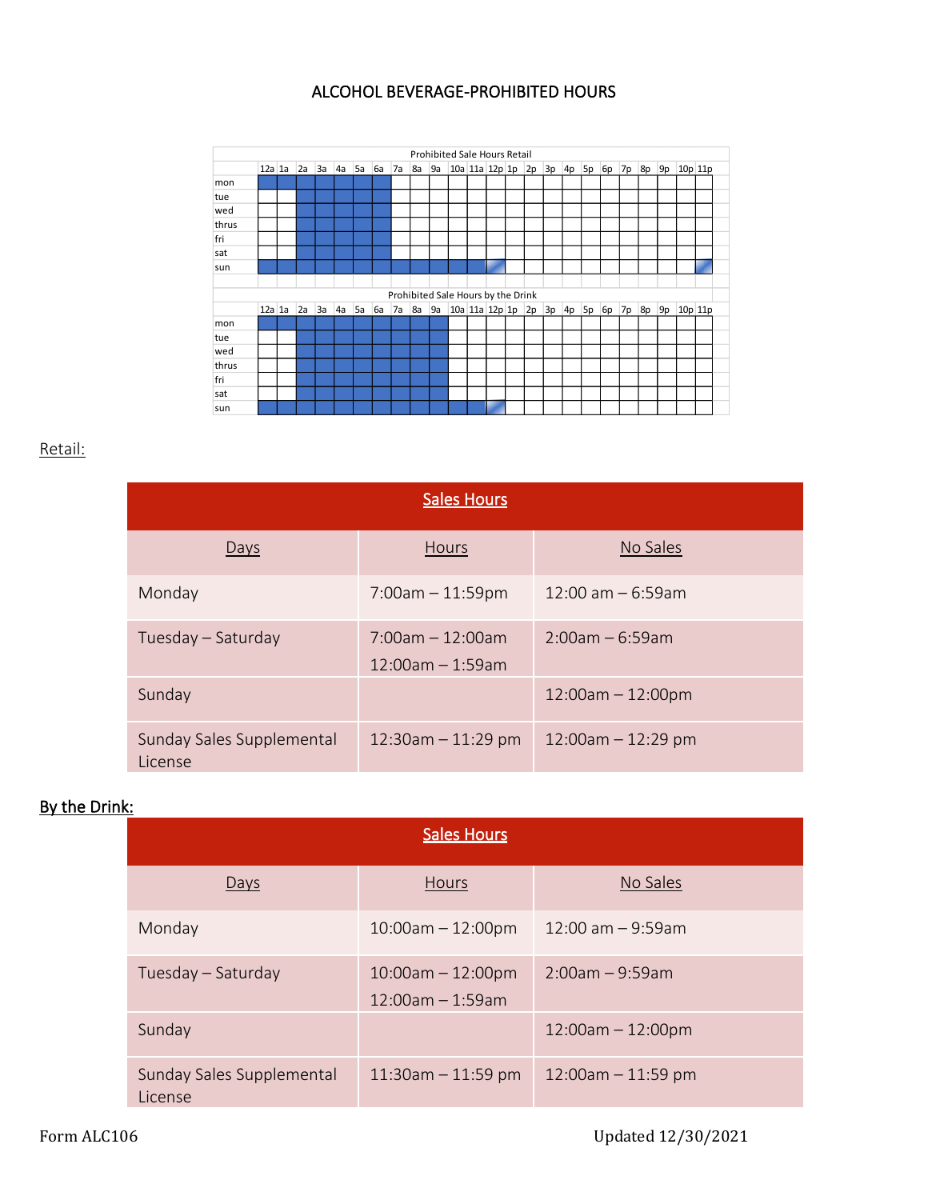# ALCOHOL BEVERAGE-PROHIBITED HOURS

**Prohibited Sale Hours Retail**

| | 12a | 1a | 2a | 3a | 4a | 5a | 6a | 7a | 8a | 9a | 10a | 11a | 12p | 1p | 2p | 3p | 4p | 5p | 6p | 7p | 8p | 9p | 10p | 11p |
|---|---|---|---|---|---|---|---|---|---|---|---|---|---|---|---|---|---|---|---|---|---|---|---|---|
| mon | | | | | | | | | | | | | | | | | | | | | | | | |
| tue | | | | | | | | | | | | | | | | | | | | | | | | |
| wed | | | | | | | | | | | | | | | | | | | | | | | | |
| thrus | | | | | | | | | | | | | | | | | | | | | | | | |
| fri | | | | | | | | | | | | | | | | | | | | | | | | |
| sat | | | | | | | | | | | | | | | | | | | | | | | | |
| sun | | | | | | | | | | | | | | | | | | | | | | | | |

**Prohibited Sale Hours by the Drink**

| | 12a | 1a | 2a | 3a | 4a | 5a | 6a | 7a | 8a | 9a | 10a | 11a | 12p | 1p | 2p | 3p | 4p | 5p | 6p | 7p | 8p | 9p | 10p | 11p |
|---|---|---|---|---|---|---|---|---|---|---|---|---|---|---|---|---|---|---|---|---|---|---|---|---|
| mon | | | | | | | | | | | | | | | | | | | | | | | | |
| tue | | | | | | | | | | | | | | | | | | | | | | | | |
| wed | | | | | | | | | | | | | | | | | | | | | | | | |
| thrus | | | | | | | | | | | | | | | | | | | | | | | | |
| fri | | | | | | | | | | | | | | | | | | | | | | | | |
| sat | | | | | | | | | | | | | | | | | | | | | | | | |
| sun | | | | | | | | | | | | | | | | | | | | | | | | |

Retail:

| Sales Hours | | |
|---|---|---|
| Days | Hours | No Sales |
| Monday | 7:00am – 11:59pm | 12:00 am – 6:59am |
| Tuesday – Saturday | 7:00am – 12:00am<br>12:00am – 1:59am | 2:00am – 6:59am |
| Sunday | | 12:00am – 12:00pm |
| Sunday Sales Supplemental License | 12:30am – 11:29 pm | 12:00am – 12:29 pm |

**By the Drink:**

| Sales Hours | | |
|---|---|---|
| Days | Hours | No Sales |
| Monday | 10:00am – 12:00pm | 12:00 am – 9:59am |
| Tuesday – Saturday | 10:00am – 12:00pm<br>12:00am – 1:59am | 2:00am – 9:59am |
| Sunday | | 12:00am – 12:00pm |
| Sunday Sales Supplemental License | 11:30am – 11:59 pm | 12:00am – 11:59 pm |

Form ALC106 Updated 12/30/2021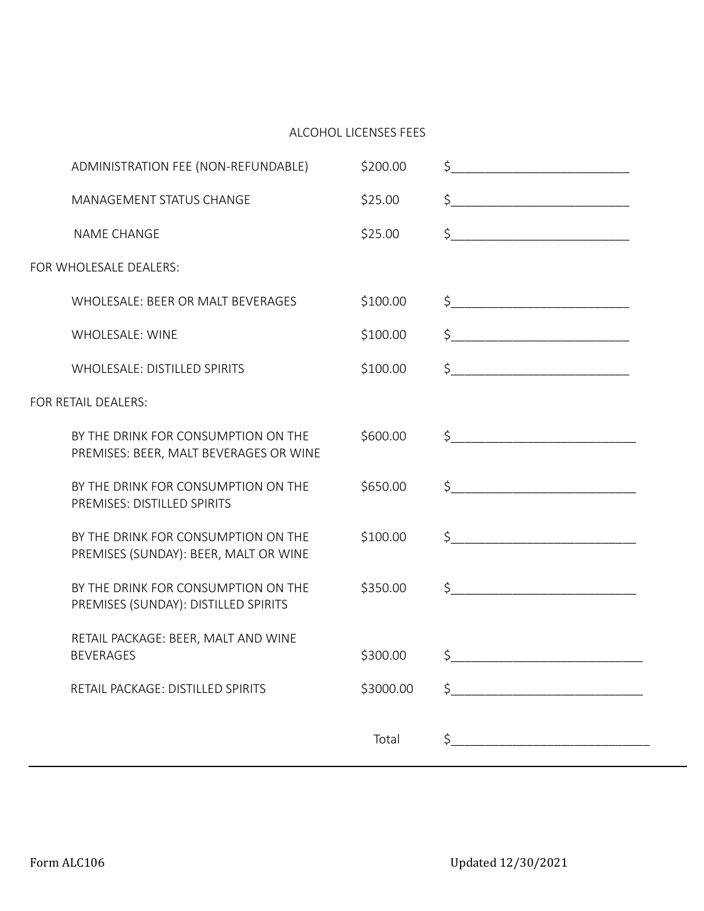## ALCOHOL LICENSES FEES

| | | |
|---|---|---|
| ADMINISTRATION FEE (NON-REFUNDABLE) | $200.00 | $__________________________ |
| MANAGEMENT STATUS CHANGE | $25.00 | $__________________________ |
| NAME CHANGE | $25.00 | $__________________________ |
| **FOR WHOLESALE DEALERS:** | | |
| WHOLESALE: BEER OR MALT BEVERAGES | $100.00 | $__________________________ |
| WHOLESALE: WINE | $100.00 | $__________________________ |
| WHOLESALE: DISTILLED SPIRITS | $100.00 | $__________________________ |
| **FOR RETAIL DEALERS:** | | |
| BY THE DRINK FOR CONSUMPTION ON THE PREMISES: BEER, MALT BEVERAGES OR WINE | $600.00 | $__________________________ |
| BY THE DRINK FOR CONSUMPTION ON THE PREMISES: DISTILLED SPIRITS | $650.00 | $__________________________ |
| BY THE DRINK FOR CONSUMPTION ON THE PREMISES (SUNDAY): BEER, MALT OR WINE | $100.00 | $__________________________ |
| BY THE DRINK FOR CONSUMPTION ON THE PREMISES (SUNDAY): DISTILLED SPIRITS | $350.00 | $__________________________ |
| RETAIL PACKAGE: BEER, MALT AND WINE BEVERAGES | $300.00 | $__________________________ |
| RETAIL PACKAGE: DISTILLED SPIRITS | $3000.00 | $__________________________ |
| | Total | $__________________________ |

---

Form ALC106 | Updated 12/30/2021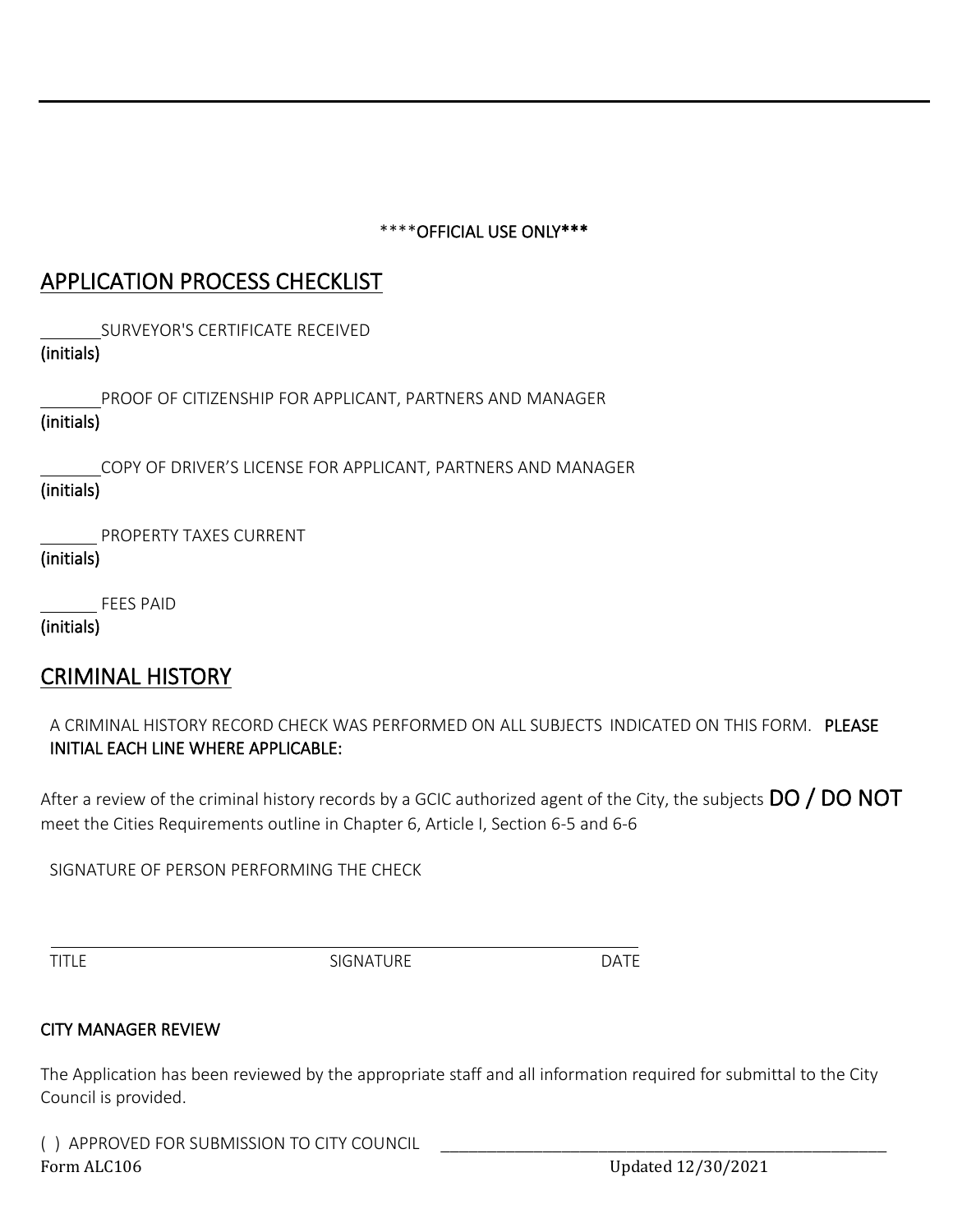\*\*\*\*OFFICIAL USE ONLY\*\*\*

## APPLICATION PROCESS CHECKLIST

\_\_\_\_\_\_SURVEYOR'S CERTIFICATE RECEIVED
(initials)

\_\_\_\_\_\_PROOF OF CITIZENSHIP FOR APPLICANT, PARTNERS AND MANAGER
(initials)

\_\_\_\_\_\_COPY OF DRIVER'S LICENSE FOR APPLICANT, PARTNERS AND MANAGER
(initials)

\_\_\_\_\_\_ PROPERTY TAXES CURRENT
(initials)

\_\_\_\_\_\_ FEES PAID
(initials)

## CRIMINAL HISTORY

A CRIMINAL HISTORY RECORD CHECK WAS PERFORMED ON ALL SUBJECTS INDICATED ON THIS FORM. PLEASE INITIAL EACH LINE WHERE APPLICABLE:

After a review of the criminal history records by a GCIC authorized agent of the City, the subjects **DO / DO NOT** meet the Cities Requirements outline in Chapter 6, Article I, Section 6-5 and 6-6

SIGNATURE OF PERSON PERFORMING THE CHECK

\_\_\_\_\_\_\_\_\_\_\_\_\_\_\_\_\_\_\_\_\_\_\_\_\_\_\_\_\_\_\_\_\_\_\_\_\_\_\_\_\_\_\_\_\_\_\_\_\_\_\_\_\_\_\_\_\_\_\_\_
TITLE SIGNATURE DATE

### CITY MANAGER REVIEW

The Application has been reviewed by the appropriate staff and all information required for submittal to the City Council is provided.

( ) APPROVED FOR SUBMISSION TO CITY COUNCIL \_\_\_\_\_\_\_\_\_\_\_\_\_\_\_\_\_\_\_\_\_\_\_\_\_\_\_\_\_\_\_\_\_\_\_\_\_\_\_\_\_\_\_\_\_\_\_\_\_\_\_\_\_\_\_\_\_\_

Form ALC106 Updated 12/30/2021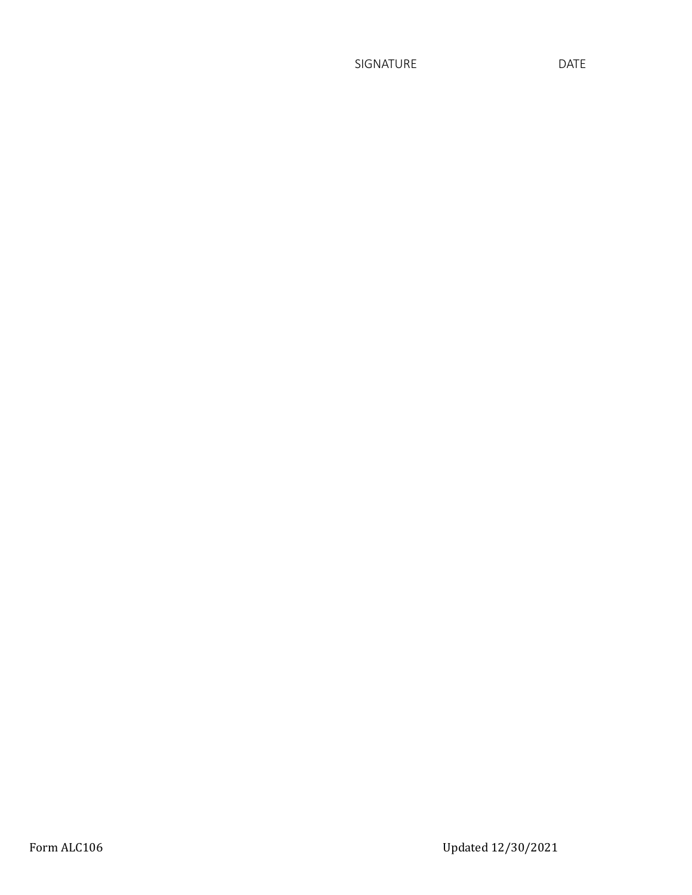SIGNATURE DATE